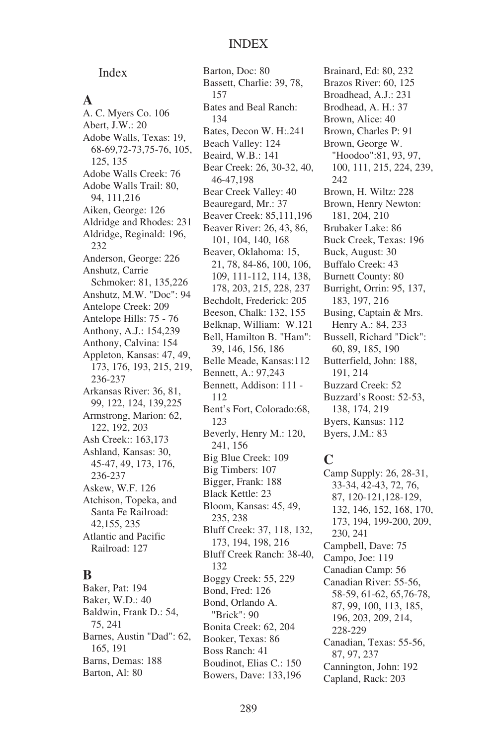# Index

## A

A. C. Myers Co. 106
Abert, J.W.: 20
Adobe Walls, Texas: 19, 68-69,72-73,75-76, 105, 125, 135
Adobe Walls Creek: 76
Adobe Walls Trail: 80, 94, 111,216
Aiken, George: 126
Aldridge and Rhodes: 231
Aldridge, Reginald: 196, 232
Anderson, George: 226
Anshutz, Carrie Schmoker: 81, 135,226
Anshutz, M.W. "Doc": 94
Antelope Creek: 209
Antelope Hills: 75 - 76
Anthony, A.J.: 154,239
Anthony, Calvina: 154
Appleton, Kansas: 47, 49, 173, 176, 193, 215, 219, 236-237
Arkansas River: 36, 81, 99, 122, 124, 139,225
Armstrong, Marion: 62, 122, 192, 203
Ash Creek:: 163,173
Ashland, Kansas: 30, 45-47, 49, 173, 176, 236-237
Askew, W.F. 126
Atchison, Topeka, and Santa Fe Railroad: 42,155, 235
Atlantic and Pacific Railroad: 127

## B

Baker, Pat: 194
Baker, W.D.: 40
Baldwin, Frank D.: 54, 75, 241
Barnes, Austin "Dad": 62, 165, 191
Barns, Demas: 188
Barton, Al: 80
Barton, Doc: 80
Bassett, Charlie: 39, 78, 157
Bates and Beal Ranch: 134
Bates, Decon W. H:.241
Beach Valley: 124
Beaird, W.B.: 141
Bear Creek: 26, 30-32, 40, 46-47,198
Bear Creek Valley: 40
Beauregard, Mr.: 37
Beaver Creek: 85,111,196
Beaver River: 26, 43, 86, 101, 104, 140, 168
Beaver, Oklahoma: 15, 21, 78, 84-86, 100, 106, 109, 111-112, 114, 138, 178, 203, 215, 228, 237
Bechdolt, Frederick: 205
Beeson, Chalk: 132, 155
Belknap, William: W.121
Bell, Hamilton B. "Ham": 39, 146, 156, 186
Belle Meade, Kansas:112
Bennett, A.: 97,243
Bennett, Addison: 111 - 112
Bent's Fort, Colorado:68, 123
Beverly, Henry M.: 120, 241, 156
Big Blue Creek: 109
Big Timbers: 107
Bigger, Frank: 188
Black Kettle: 23
Bloom, Kansas: 45, 49, 235, 238
Bluff Creek: 37, 118, 132, 173, 194, 198, 216
Bluff Creek Ranch: 38-40, 132
Boggy Creek: 55, 229
Bond, Fred: 126
Bond, Orlando A. "Brick": 90
Bonita Creek: 62, 204
Booker, Texas: 86
Boss Ranch: 41
Boudinot, Elias C.: 150
Bowers, Dave: 133,196
Brainard, Ed: 80, 232
Brazos River: 60, 125
Broadhead, A.J.: 231
Brodhead, A. H.: 37
Brown, Alice: 40
Brown, Charles P: 91
Brown, George W. "Hoodoo":81, 93, 97, 100, 111, 215, 224, 239, 242
Brown, H. Wiltz: 228
Brown, Henry Newton: 181, 204, 210
Brubaker Lake: 86
Buck Creek, Texas: 196
Buck, August: 30
Buffalo Creek: 43
Burnett County: 80
Burright, Orrin: 95, 137, 183, 197, 216
Busing, Captain & Mrs. Henry A.: 84, 233
Bussell, Richard "Dick": 60, 89, 185, 190
Butterfield, John: 188, 191, 214
Buzzard Creek: 52
Buzzard's Roost: 52-53, 138, 174, 219
Byers, Kansas: 112
Byers, J.M.: 83

## C

Camp Supply: 26, 28-31, 33-34, 42-43, 72, 76, 87, 120-121,128-129, 132, 146, 152, 168, 170, 173, 194, 199-200, 209, 230, 241
Campbell, Dave: 75
Campo, Joe: 119
Canadian Camp: 56
Canadian River: 55-56, 58-59, 61-62, 65,76-78, 87, 99, 100, 113, 185, 196, 203, 209, 214, 228-229
Canadian, Texas: 55-56, 87, 97, 237
Cannington, John: 192
Capland, Rack: 203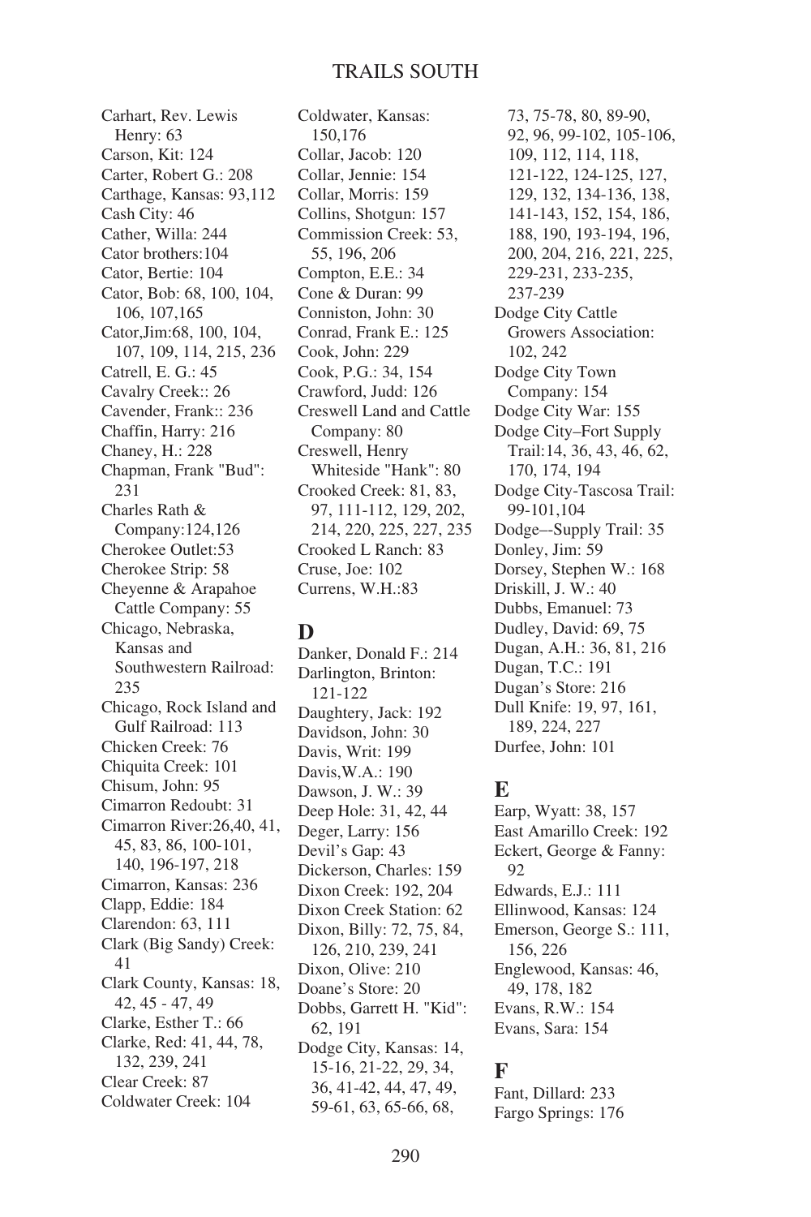Carhart, Rev. Lewis Henry: 63
Carson, Kit: 124
Carter, Robert G.: 208
Carthage, Kansas: 93,112
Cash City: 46
Cather, Willa: 244
Cator brothers:104
Cator, Bertie: 104
Cator, Bob: 68, 100, 104, 106, 107,165
Cator,Jim:68, 100, 104, 107, 109, 114, 215, 236
Catrell, E. G.: 45
Cavalry Creek:: 26
Cavender, Frank:: 236
Chaffin, Harry: 216
Chaney, H.: 228
Chapman, Frank "Bud": 231
Charles Rath & Company:124,126
Cherokee Outlet:53
Cherokee Strip: 58
Cheyenne & Arapahoe Cattle Company: 55
Chicago, Nebraska, Kansas and Southwestern Railroad: 235
Chicago, Rock Island and Gulf Railroad: 113
Chicken Creek: 76
Chiquita Creek: 101
Chisum, John: 95
Cimarron Redoubt: 31
Cimarron River:26,40, 41, 45, 83, 86, 100-101, 140, 196-197, 218
Cimarron, Kansas: 236
Clapp, Eddie: 184
Clarendon: 63, 111
Clark (Big Sandy) Creek: 41
Clark County, Kansas: 18, 42, 45 - 47, 49
Clarke, Esther T.: 66
Clarke, Red: 41, 44, 78, 132, 239, 241
Clear Creek: 87
Coldwater Creek: 104
Coldwater, Kansas: 150,176
Collar, Jacob: 120
Collar, Jennie: 154
Collar, Morris: 159
Collins, Shotgun: 157
Commission Creek: 53, 55, 196, 206
Compton, E.E.: 34
Cone & Duran: 99
Conniston, John: 30
Conrad, Frank E.: 125
Cook, John: 229
Cook, P.G.: 34, 154
Crawford, Judd: 126
Creswell Land and Cattle Company: 80
Creswell, Henry Whiteside "Hank": 80
Crooked Creek: 81, 83, 97, 111-112, 129, 202, 214, 220, 225, 227, 235
Crooked L Ranch: 83
Cruse, Joe: 102
Currens, W.H.:83

## D

Danker, Donald F.: 214
Darlington, Brinton: 121-122
Daughtery, Jack: 192
Davidson, John: 30
Davis, Writ: 199
Davis,W.A.: 190
Dawson, J. W.: 39
Deep Hole: 31, 42, 44
Deger, Larry: 156
Devil's Gap: 43
Dickerson, Charles: 159
Dixon Creek: 192, 204
Dixon Creek Station: 62
Dixon, Billy: 72, 75, 84, 126, 210, 239, 241
Dixon, Olive: 210
Doane's Store: 20
Dobbs, Garrett H. "Kid": 62, 191
Dodge City, Kansas: 14, 15-16, 21-22, 29, 34, 36, 41-42, 44, 47, 49, 59-61, 63, 65-66, 68, 73, 75-78, 80, 89-90, 92, 96, 99-102, 105-106, 109, 112, 114, 118, 121-122, 124-125, 127, 129, 132, 134-136, 138, 141-143, 152, 154, 186, 188, 190, 193-194, 196, 200, 204, 216, 221, 225, 229-231, 233-235, 237-239
Dodge City Cattle Growers Association: 102, 242
Dodge City Town Company: 154
Dodge City War: 155
Dodge City–Fort Supply Trail:14, 36, 43, 46, 62, 170, 174, 194
Dodge City-Tascosa Trail: 99-101,104
Dodge–-Supply Trail: 35
Donley, Jim: 59
Dorsey, Stephen W.: 168
Driskill, J. W.: 40
Dubbs, Emanuel: 73
Dudley, David: 69, 75
Dugan, A.H.: 36, 81, 216
Dugan, T.C.: 191
Dugan's Store: 216
Dull Knife: 19, 97, 161, 189, 224, 227
Durfee, John: 101

## E

Earp, Wyatt: 38, 157
East Amarillo Creek: 192
Eckert, George & Fanny: 92
Edwards, E.J.: 111
Ellinwood, Kansas: 124
Emerson, George S.: 111, 156, 226
Englewood, Kansas: 46, 49, 178, 182
Evans, R.W.: 154
Evans, Sara: 154

## F

Fant, Dillard: 233
Fargo Springs: 176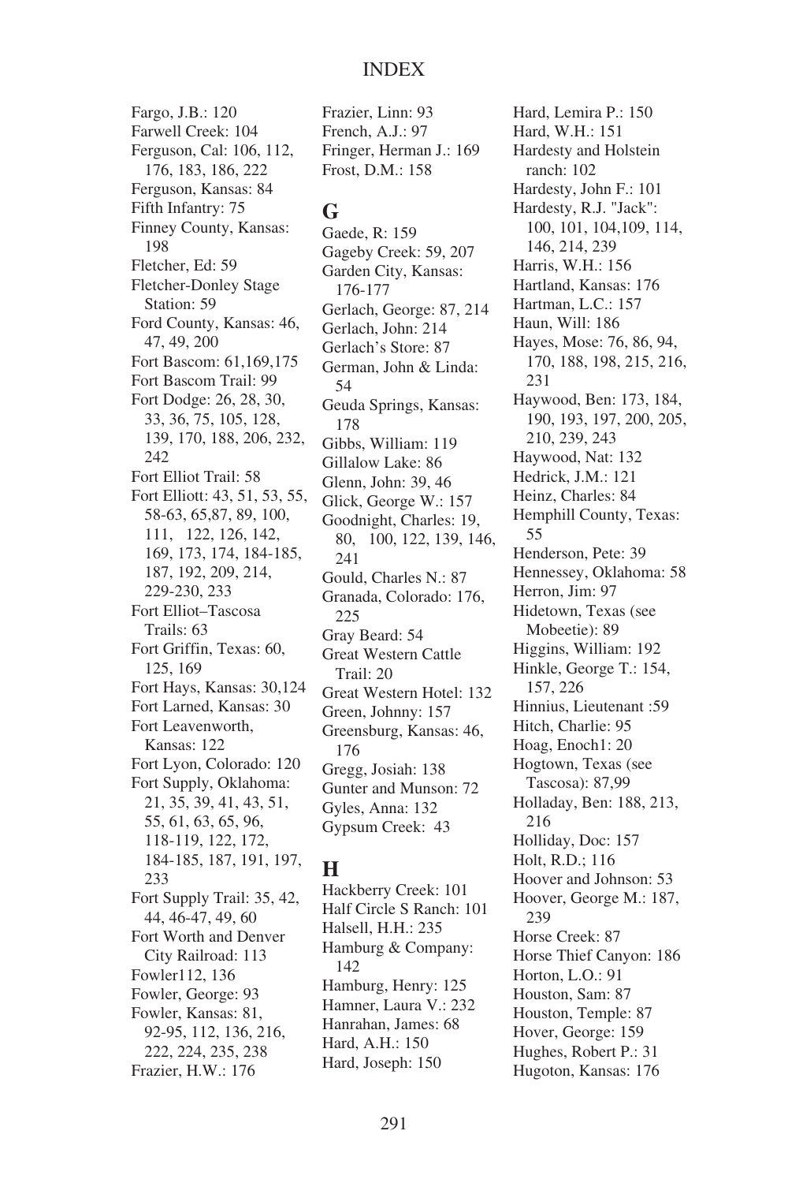# INDEX

Fargo, J.B.: 120
Farwell Creek: 104
Ferguson, Cal: 106, 112, 176, 183, 186, 222
Ferguson, Kansas: 84
Fifth Infantry: 75
Finney County, Kansas: 198
Fletcher, Ed: 59
Fletcher-Donley Stage Station: 59
Ford County, Kansas: 46, 47, 49, 200
Fort Bascom: 61,169,175
Fort Bascom Trail: 99
Fort Dodge: 26, 28, 30, 33, 36, 75, 105, 128, 139, 170, 188, 206, 232, 242
Fort Elliot Trail: 58
Fort Elliott: 43, 51, 53, 55, 58-63, 65,87, 89, 100, 111, 122, 126, 142, 169, 173, 174, 184-185, 187, 192, 209, 214, 229-230, 233
Fort Elliot–Tascosa Trails: 63
Fort Griffin, Texas: 60, 125, 169
Fort Hays, Kansas: 30,124
Fort Larned, Kansas: 30
Fort Leavenworth, Kansas: 122
Fort Lyon, Colorado: 120
Fort Supply, Oklahoma: 21, 35, 39, 41, 43, 51, 55, 61, 63, 65, 96, 118-119, 122, 172, 184-185, 187, 191, 197, 233
Fort Supply Trail: 35, 42, 44, 46-47, 49, 60
Fort Worth and Denver City Railroad: 113
Fowler112, 136
Fowler, George: 93
Fowler, Kansas: 81, 92-95, 112, 136, 216, 222, 224, 235, 238
Frazier, H.W.: 176
Frazier, Linn: 93
French, A.J.: 97
Fringer, Herman J.: 169
Frost, D.M.: 158

## G

Gaede, R: 159
Gageby Creek: 59, 207
Garden City, Kansas: 176-177
Gerlach, George: 87, 214
Gerlach, John: 214
Gerlach's Store: 87
German, John & Linda: 54
Geuda Springs, Kansas: 178
Gibbs, William: 119
Gillalow Lake: 86
Glenn, John: 39, 46
Glick, George W.: 157
Goodnight, Charles: 19, 80, 100, 122, 139, 146, 241
Gould, Charles N.: 87
Granada, Colorado: 176, 225
Gray Beard: 54
Great Western Cattle Trail: 20
Great Western Hotel: 132
Green, Johnny: 157
Greensburg, Kansas: 46, 176
Gregg, Josiah: 138
Gunter and Munson: 72
Gyles, Anna: 132
Gypsum Creek: 43

## H

Hackberry Creek: 101
Half Circle S Ranch: 101
Halsell, H.H.: 235
Hamburg & Company: 142
Hamburg, Henry: 125
Hamner, Laura V.: 232
Hanrahan, James: 68
Hard, A.H.: 150
Hard, Joseph: 150
Hard, Lemira P.: 150
Hard, W.H.: 151
Hardesty and Holstein ranch: 102
Hardesty, John F.: 101
Hardesty, R.J. "Jack": 100, 101, 104,109, 114, 146, 214, 239
Harris, W.H.: 156
Hartland, Kansas: 176
Hartman, L.C.: 157
Haun, Will: 186
Hayes, Mose: 76, 86, 94, 170, 188, 198, 215, 216, 231
Haywood, Ben: 173, 184, 190, 193, 197, 200, 205, 210, 239, 243
Haywood, Nat: 132
Hedrick, J.M.: 121
Heinz, Charles: 84
Hemphill County, Texas: 55
Henderson, Pete: 39
Hennessey, Oklahoma: 58
Herron, Jim: 97
Hidetown, Texas (see Mobeetie): 89
Higgins, William: 192
Hinkle, George T.: 154, 157, 226
Hinnius, Lieutenant :59
Hitch, Charlie: 95
Hoag, Enoch1: 20
Hogtown, Texas (see Tascosa): 87,99
Holladay, Ben: 188, 213, 216
Holliday, Doc: 157
Holt, R.D.; 116
Hoover and Johnson: 53
Hoover, George M.: 187, 239
Horse Creek: 87
Horse Thief Canyon: 186
Horton, L.O.: 91
Houston, Sam: 87
Houston, Temple: 87
Hover, George: 159
Hughes, Robert P.: 31
Hugoton, Kansas: 176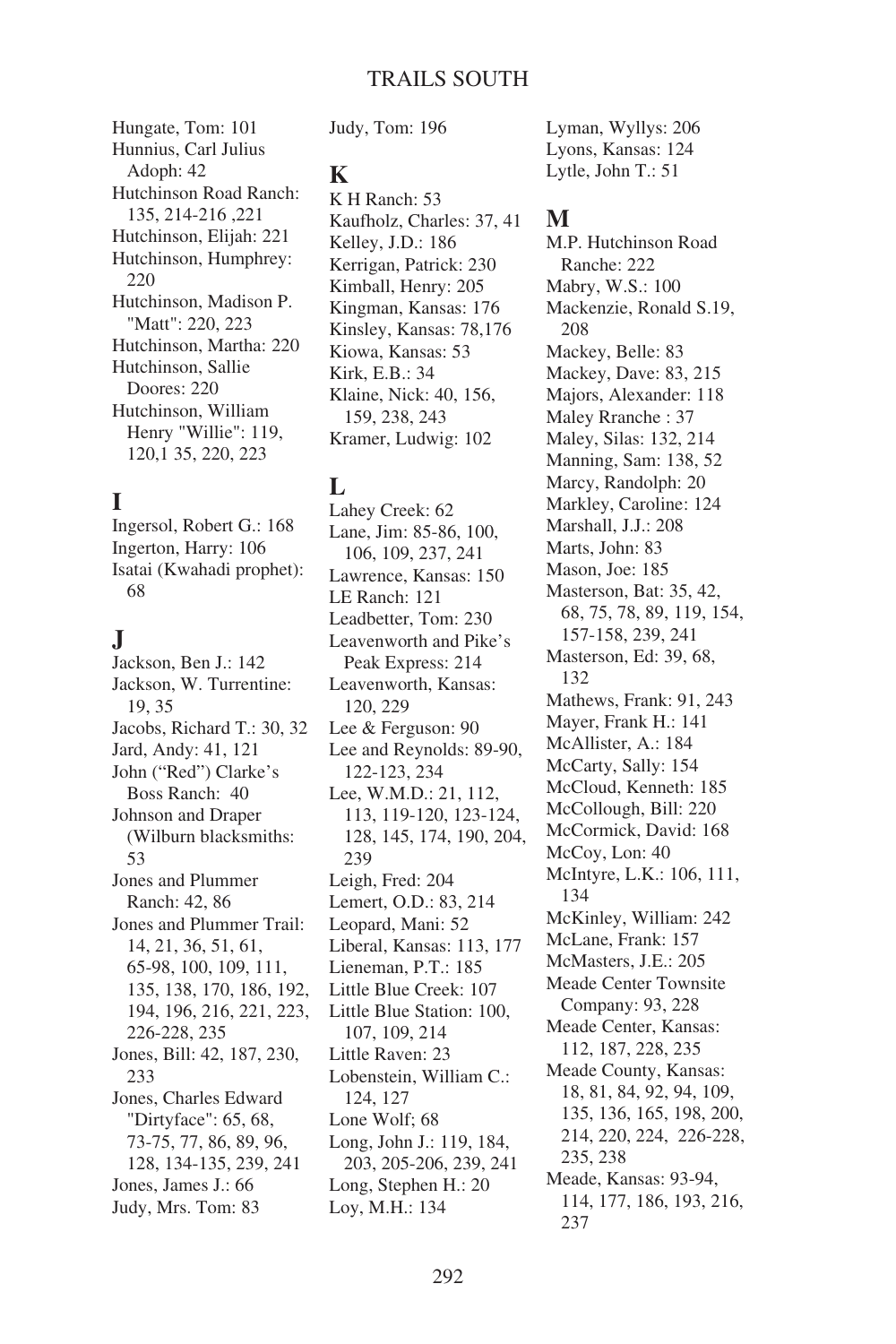Hungate, Tom: 101
Hunnius, Carl Julius Adoph: 42
Hutchinson Road Ranch: 135, 214-216 ,221
Hutchinson, Elijah: 221
Hutchinson, Humphrey: 220
Hutchinson, Madison P. "Matt": 220, 223
Hutchinson, Martha: 220
Hutchinson, Sallie Doores: 220
Hutchinson, William Henry "Willie": 119, 120,1 35, 220, 223

## I

Ingersol, Robert G.: 168
Ingerton, Harry: 106
Isatai (Kwahadi prophet): 68

## J

Jackson, Ben J.: 142
Jackson, W. Turrentine: 19, 35
Jacobs, Richard T.: 30, 32
Jard, Andy: 41, 121
John ("Red") Clarke's Boss Ranch: 40
Johnson and Draper (Wilburn blacksmiths: 53
Jones and Plummer Ranch: 42, 86
Jones and Plummer Trail: 14, 21, 36, 51, 61, 65-98, 100, 109, 111, 135, 138, 170, 186, 192, 194, 196, 216, 221, 223, 226-228, 235
Jones, Bill: 42, 187, 230, 233
Jones, Charles Edward "Dirtyface": 65, 68, 73-75, 77, 86, 89, 96, 128, 134-135, 239, 241
Jones, James J.: 66
Judy, Mrs. Tom: 83
Judy, Tom: 196

## K

K H Ranch: 53
Kaufholz, Charles: 37, 41
Kelley, J.D.: 186
Kerrigan, Patrick: 230
Kimball, Henry: 205
Kingman, Kansas: 176
Kinsley, Kansas: 78,176
Kiowa, Kansas: 53
Kirk, E.B.: 34
Klaine, Nick: 40, 156, 159, 238, 243
Kramer, Ludwig: 102

## L

Lahey Creek: 62
Lane, Jim: 85-86, 100, 106, 109, 237, 241
Lawrence, Kansas: 150
LE Ranch: 121
Leadbetter, Tom: 230
Leavenworth and Pike's Peak Express: 214
Leavenworth, Kansas: 120, 229
Lee & Ferguson: 90
Lee and Reynolds: 89-90, 122-123, 234
Lee, W.M.D.: 21, 112, 113, 119-120, 123-124, 128, 145, 174, 190, 204, 239
Leigh, Fred: 204
Lemert, O.D.: 83, 214
Leopard, Mani: 52
Liberal, Kansas: 113, 177
Lieneman, P.T.: 185
Little Blue Creek: 107
Little Blue Station: 100, 107, 109, 214
Little Raven: 23
Lobenstein, William C.: 124, 127
Lone Wolf; 68
Long, John J.: 119, 184, 203, 205-206, 239, 241
Long, Stephen H.: 20
Loy, M.H.: 134
Lyman, Wyllys: 206
Lyons, Kansas: 124
Lytle, John T.: 51

## M

M.P. Hutchinson Road Ranche: 222
Mabry, W.S.: 100
Mackenzie, Ronald S.19, 208
Mackey, Belle: 83
Mackey, Dave: 83, 215
Majors, Alexander: 118
Maley Rranche : 37
Maley, Silas: 132, 214
Manning, Sam: 138, 52
Marcy, Randolph: 20
Markley, Caroline: 124
Marshall, J.J.: 208
Marts, John: 83
Mason, Joe: 185
Masterson, Bat: 35, 42, 68, 75, 78, 89, 119, 154, 157-158, 239, 241
Masterson, Ed: 39, 68, 132
Mathews, Frank: 91, 243
Mayer, Frank H.: 141
McAllister, A.: 184
McCarty, Sally: 154
McCloud, Kenneth: 185
McCollough, Bill: 220
McCormick, David: 168
McCoy, Lon: 40
McIntyre, L.K.: 106, 111, 134
McKinley, William: 242
McLane, Frank: 157
McMasters, J.E.: 205
Meade Center Townsite Company: 93, 228
Meade Center, Kansas: 112, 187, 228, 235
Meade County, Kansas: 18, 81, 84, 92, 94, 109, 135, 136, 165, 198, 200, 214, 220, 224, 226-228, 235, 238
Meade, Kansas: 93-94, 114, 177, 186, 193, 216, 237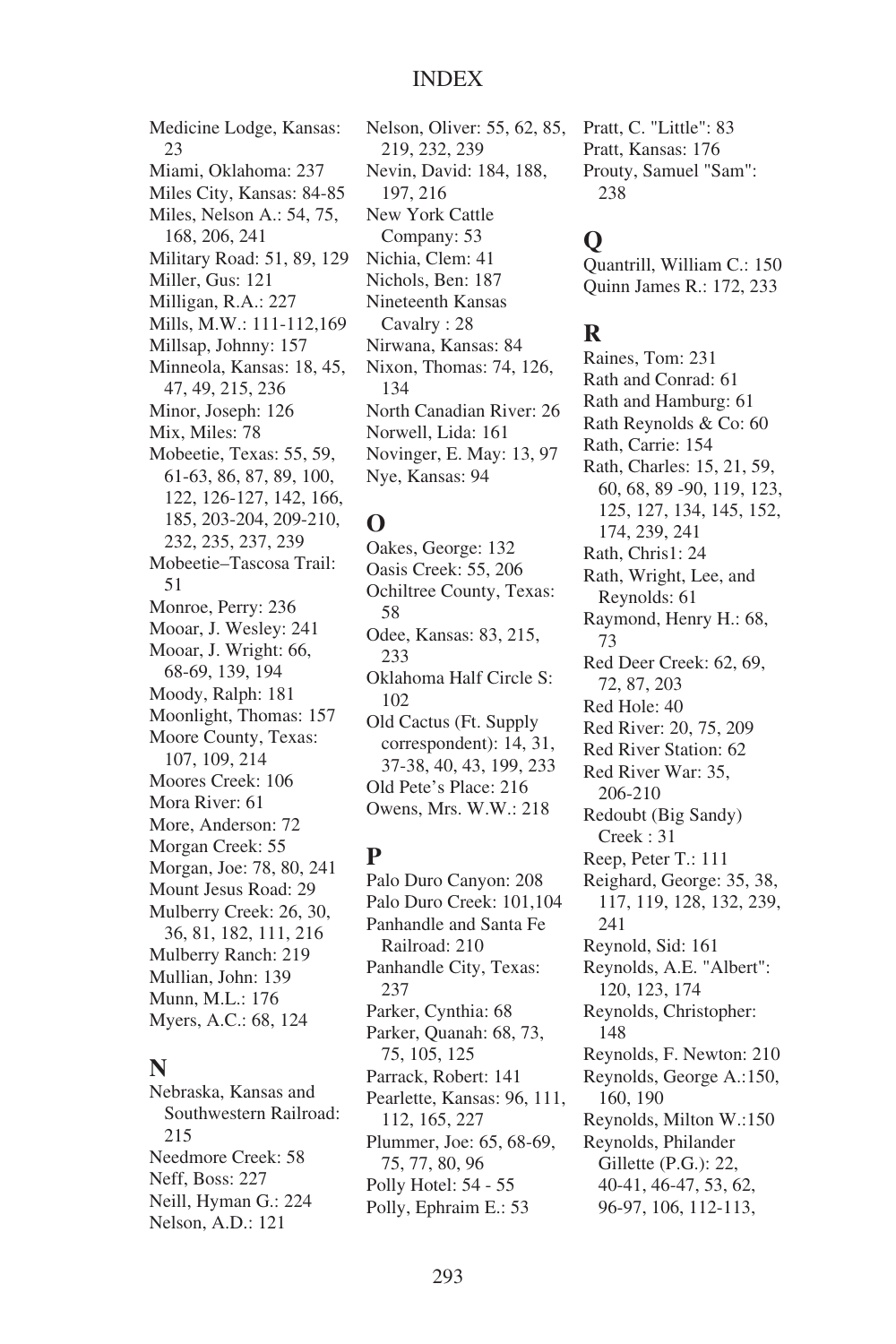# INDEX

Medicine Lodge, Kansas: 23
Miami, Oklahoma: 237
Miles City, Kansas: 84-85
Miles, Nelson A.: 54, 75, 168, 206, 241
Military Road: 51, 89, 129
Miller, Gus: 121
Milligan, R.A.: 227
Mills, M.W.: 111-112,169
Millsap, Johnny: 157
Minneola, Kansas: 18, 45, 47, 49, 215, 236
Minor, Joseph: 126
Mix, Miles: 78
Mobeetie, Texas: 55, 59, 61-63, 86, 87, 89, 100, 122, 126-127, 142, 166, 185, 203-204, 209-210, 232, 235, 237, 239
Mobeetie–Tascosa Trail: 51
Monroe, Perry: 236
Mooar, J. Wesley: 241
Mooar, J. Wright: 66, 68-69, 139, 194
Moody, Ralph: 181
Moonlight, Thomas: 157
Moore County, Texas: 107, 109, 214
Moores Creek: 106
Mora River: 61
More, Anderson: 72
Morgan Creek: 55
Morgan, Joe: 78, 80, 241
Mount Jesus Road: 29
Mulberry Creek: 26, 30, 36, 81, 182, 111, 216
Mulberry Ranch: 219
Mullian, John: 139
Munn, M.L.: 176
Myers, A.C.: 68, 124

## N

Nebraska, Kansas and Southwestern Railroad: 215
Needmore Creek: 58
Neff, Boss: 227
Neill, Hyman G.: 224
Nelson, A.D.: 121
Nelson, Oliver: 55, 62, 85, 219, 232, 239
Nevin, David: 184, 188, 197, 216
New York Cattle Company: 53
Nichia, Clem: 41
Nichols, Ben: 187
Nineteenth Kansas Cavalry : 28
Nirwana, Kansas: 84
Nixon, Thomas: 74, 126, 134
North Canadian River: 26
Norwell, Lida: 161
Novinger, E. May: 13, 97
Nye, Kansas: 94

## O

Oakes, George: 132
Oasis Creek: 55, 206
Ochiltree County, Texas: 58
Odee, Kansas: 83, 215, 233
Oklahoma Half Circle S: 102
Old Cactus (Ft. Supply correspondent): 14, 31, 37-38, 40, 43, 199, 233
Old Pete's Place: 216
Owens, Mrs. W.W.: 218

## P

Palo Duro Canyon: 208
Palo Duro Creek: 101,104
Panhandle and Santa Fe Railroad: 210
Panhandle City, Texas: 237
Parker, Cynthia: 68
Parker, Quanah: 68, 73, 75, 105, 125
Parrack, Robert: 141
Pearlette, Kansas: 96, 111, 112, 165, 227
Plummer, Joe: 65, 68-69, 75, 77, 80, 96
Polly Hotel: 54 - 55
Polly, Ephraim E.: 53
Pratt, C. "Little": 83
Pratt, Kansas: 176
Prouty, Samuel "Sam": 238

## Q

Quantrill, William C.: 150
Quinn James R.: 172, 233

## R

Raines, Tom: 231
Rath and Conrad: 61
Rath and Hamburg: 61
Rath Reynolds & Co: 60
Rath, Carrie: 154
Rath, Charles: 15, 21, 59, 60, 68, 89 -90, 119, 123, 125, 127, 134, 145, 152, 174, 239, 241
Rath, Chris1: 24
Rath, Wright, Lee, and Reynolds: 61
Raymond, Henry H.: 68, 73
Red Deer Creek: 62, 69, 72, 87, 203
Red Hole: 40
Red River: 20, 75, 209
Red River Station: 62
Red River War: 35, 206-210
Redoubt (Big Sandy) Creek : 31
Reep, Peter T.: 111
Reighard, George: 35, 38, 117, 119, 128, 132, 239, 241
Reynold, Sid: 161
Reynolds, A.E. "Albert": 120, 123, 174
Reynolds, Christopher: 148
Reynolds, F. Newton: 210
Reynolds, George A.:150, 160, 190
Reynolds, Milton W.:150
Reynolds, Philander Gillette (P.G.): 22, 40-41, 46-47, 53, 62, 96-97, 106, 112-113,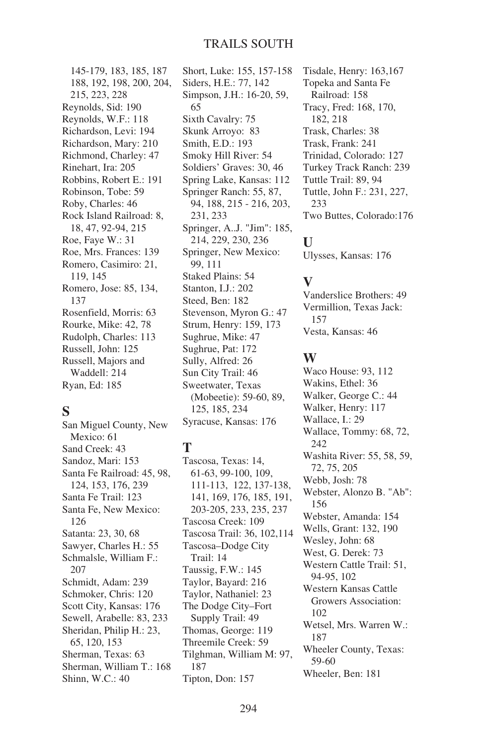145-179, 183, 185, 187 188, 192, 198, 200, 204, 215, 223, 228
Reynolds, Sid: 190
Reynolds, W.F.: 118
Richardson, Levi: 194
Richardson, Mary: 210
Richmond, Charley: 47
Rinehart, Ira: 205
Robbins, Robert E.: 191
Robinson, Tobe: 59
Roby, Charles: 46
Rock Island Railroad: 8, 18, 47, 92-94, 215
Roe, Faye W.: 31
Roe, Mrs. Frances: 139
Romero, Casimiro: 21, 119, 145
Romero, Jose: 85, 134, 137
Rosenfield, Morris: 63
Rourke, Mike: 42, 78
Rudolph, Charles: 113
Russell, John: 125
Russell, Majors and Waddell: 214
Ryan, Ed: 185

## S

San Miguel County, New Mexico: 61
Sand Creek: 43
Sandoz, Mari: 153
Santa Fe Railroad: 45, 98, 124, 153, 176, 239
Santa Fe Trail: 123
Santa Fe, New Mexico: 126
Satanta: 23, 30, 68
Sawyer, Charles H.: 55
Schmalsle, William F.: 207
Schmidt, Adam: 239
Schmoker, Chris: 120
Scott City, Kansas: 176
Sewell, Arabelle: 83, 233
Sheridan, Philip H.: 23, 65, 120, 153
Sherman, Texas: 63
Sherman, William T.: 168
Shinn, W.C.: 40
Short, Luke: 155, 157-158
Siders, H.E.: 77, 142
Simpson, J.H.: 16-20, 59, 65
Sixth Cavalry: 75
Skunk Arroyo: 83
Smith, E.D.: 193
Smoky Hill River: 54
Soldiers' Graves: 30, 46
Spring Lake, Kansas: 112
Springer Ranch: 55, 87, 94, 188, 215 - 216, 203, 231, 233
Springer, A..J. "Jim": 185, 214, 229, 230, 236
Springer, New Mexico: 99, 111
Staked Plains: 54
Stanton, I.J.: 202
Steed, Ben: 182
Stevenson, Myron G.: 47
Strum, Henry: 159, 173
Sughrue, Mike: 47
Sughrue, Pat: 172
Sully, Alfred: 26
Sun City Trail: 46
Sweetwater, Texas (Mobeetie): 59-60, 89, 125, 185, 234
Syracuse, Kansas: 176

## T

Tascosa, Texas: 14, 61-63, 99-100, 109, 111-113, 122, 137-138, 141, 169, 176, 185, 191, 203-205, 233, 235, 237
Tascosa Creek: 109
Tascosa Trail: 36, 102,114
Tascosa–Dodge City Trail: 14
Taussig, F.W.: 145
Taylor, Bayard: 216
Taylor, Nathaniel: 23
The Dodge City–Fort Supply Trail: 49
Thomas, George: 119
Threemile Creek: 59
Tilghman, William M: 97, 187
Tipton, Don: 157
Tisdale, Henry: 163,167
Topeka and Santa Fe Railroad: 158
Tracy, Fred: 168, 170, 182, 218
Trask, Charles: 38
Trask, Frank: 241
Trinidad, Colorado: 127
Turkey Track Ranch: 239
Tuttle Trail: 89, 94
Tuttle, John F.: 231, 227, 233
Two Buttes, Colorado:176

## U

Ulysses, Kansas: 176

## V

Vanderslice Brothers: 49
Vermillion, Texas Jack: 157
Vesta, Kansas: 46

## W

Waco House: 93, 112
Wakins, Ethel: 36
Walker, George C.: 44
Walker, Henry: 117
Wallace, I.: 29
Wallace, Tommy: 68, 72, 242
Washita River: 55, 58, 59, 72, 75, 205
Webb, Josh: 78
Webster, Alonzo B. "Ab": 156
Webster, Amanda: 154
Wells, Grant: 132, 190
Wesley, John: 68
West, G. Derek: 73
Western Cattle Trail: 51, 94-95, 102
Western Kansas Cattle Growers Association: 102
Wetsel, Mrs. Warren W.: 187
Wheeler County, Texas: 59-60
Wheeler, Ben: 181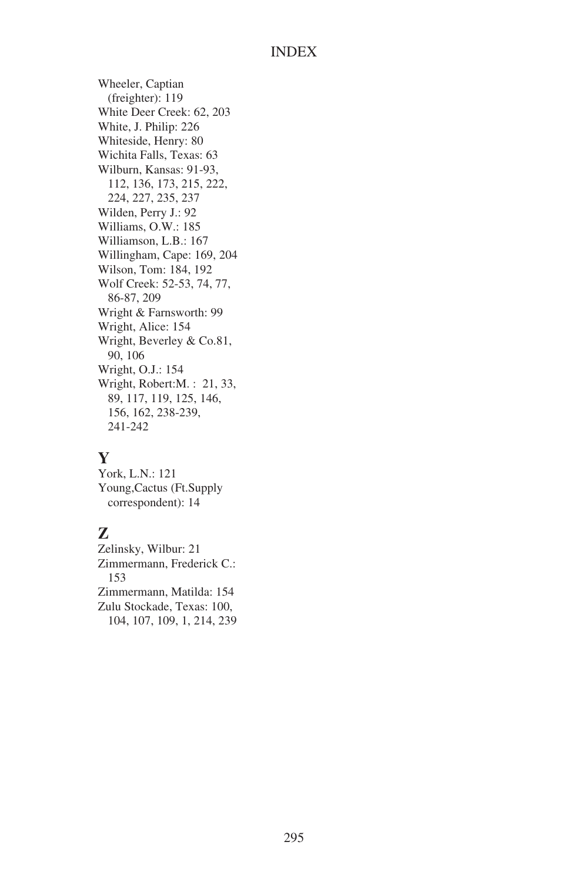Wheeler, Captian (freighter): 119
White Deer Creek: 62, 203
White, J. Philip: 226
Whiteside, Henry: 80
Wichita Falls, Texas: 63
Wilburn, Kansas: 91-93, 112, 136, 173, 215, 222, 224, 227, 235, 237
Wilden, Perry J.: 92
Williams, O.W.: 185
Williamson, L.B.: 167
Willingham, Cape: 169, 204
Wilson, Tom: 184, 192
Wolf Creek: 52-53, 74, 77, 86-87, 209
Wright & Farnsworth: 99
Wright, Alice: 154
Wright, Beverley & Co.81, 90, 106
Wright, O.J.: 154
Wright, Robert:M. : 21, 33, 89, 117, 119, 125, 146, 156, 162, 238-239, 241-242

## Y

York, L.N.: 121
Young,Cactus (Ft.Supply correspondent): 14

## Z

Zelinsky, Wilbur: 21
Zimmermann, Frederick C.: 153
Zimmermann, Matilda: 154
Zulu Stockade, Texas: 100, 104, 107, 109, 1, 214, 239